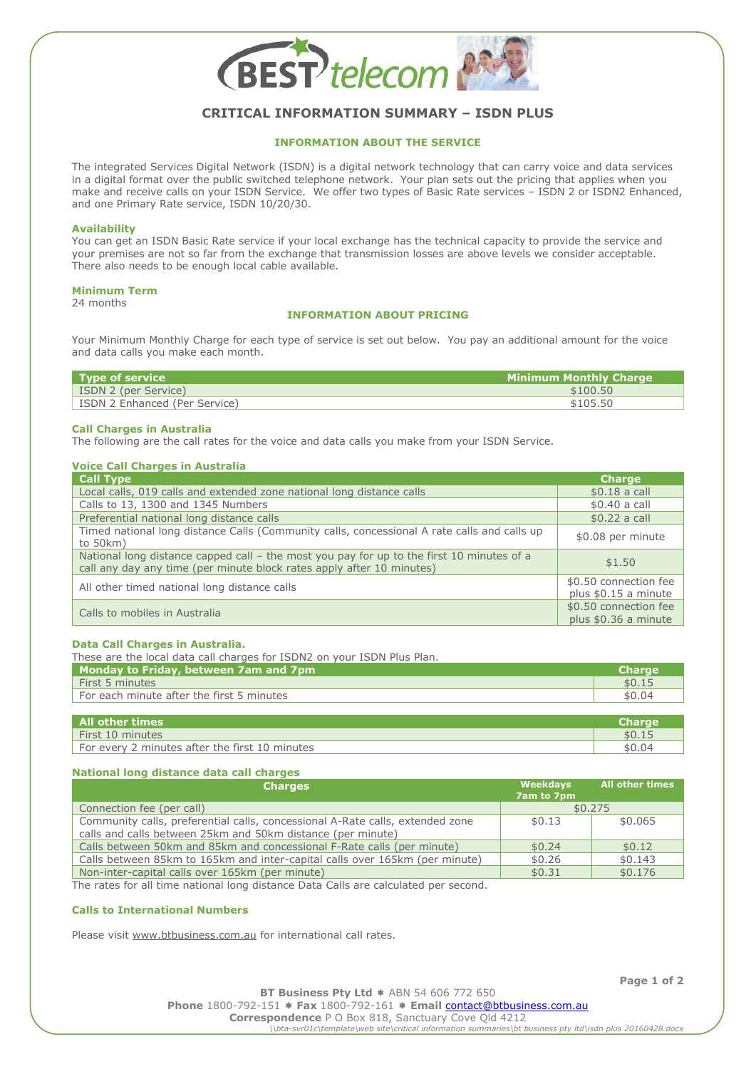# CRITICAL INFORMATION SUMMARY – ISDN PLUS

## INFORMATION ABOUT THE SERVICE

The integrated Services Digital Network (ISDN) is a digital network technology that can carry voice and data services in a digital format over the public switched telephone network. Your plan sets out the pricing that applies when you make and receive calls on your ISDN Service. We offer two types of Basic Rate services – ISDN 2 or ISDN2 Enhanced, and one Primary Rate service, ISDN 10/20/30.

### Availability

You can get an ISDN Basic Rate service if your local exchange has the technical capacity to provide the service and your premises are not so far from the exchange that transmission losses are above levels we consider acceptable. There also needs to be enough local cable available.

### Minimum Term

24 months

## INFORMATION ABOUT PRICING

Your Minimum Monthly Charge for each type of service is set out below. You pay an additional amount for the voice and data calls you make each month.

| Type of service | Minimum Monthly Charge |
|---|---|
| ISDN 2 (per Service) | $100.50 |
| ISDN 2 Enhanced (Per Service) | $105.50 |

### Call Charges in Australia

The following are the call rates for the voice and data calls you make from your ISDN Service.

### Voice Call Charges in Australia

| Call Type | Charge |
|---|---|
| Local calls, 019 calls and extended zone national long distance calls | $0.18 a call |
| Calls to 13, 1300 and 1345 Numbers | $0.40 a call |
| Preferential national long distance calls | $0.22 a call |
| Timed national long distance Calls (Community calls, concessional A rate calls and calls up to 50km) | $0.08 per minute |
| National long distance capped call – the most you pay for up to the first 10 minutes of a call any day any time (per minute block rates apply after 10 minutes) | $1.50 |
| All other timed national long distance calls | $0.50 connection fee plus $0.15 a minute |
| Calls to mobiles in Australia | $0.50 connection fee plus $0.36 a minute |

### Data Call Charges in Australia.

These are the local data call charges for ISDN2 on your ISDN Plus Plan.

| Monday to Friday, between 7am and 7pm | Charge |
|---|---|
| First 5 minutes | $0.15 |
| For each minute after the first 5 minutes | $0.04 |

| All other times | Charge |
|---|---|
| First 10 minutes | $0.15 |
| For every 2 minutes after the first 10 minutes | $0.04 |

### National long distance data call charges

| Charges | Weekdays 7am to 7pm | All other times |
|---|---|---|
| Connection fee (per call) | $0.275 | |
| Community calls, preferential calls, concessional A-Rate calls, extended zone calls and calls between 25km and 50km distance (per minute) | $0.13 | $0.065 |
| Calls between 50km and 85km and concessional F-Rate calls (per minute) | $0.24 | $0.12 |
| Calls between 85km to 165km and inter-capital calls over 165km (per minute) | $0.26 | $0.143 |
| Non-inter-capital calls over 165km (per minute) | $0.31 | $0.176 |

The rates for all time national long distance Data Calls are calculated per second.

### Calls to International Numbers

Please visit www.btbusiness.com.au for international call rates.

**BT Business Pty Ltd** ✱ ABN 54 606 772 650
**Phone** 1800-792-151 ✱ **Fax** 1800-792-161 ✱ **Email** contact@btbusiness.com.au
**Correspondence** P O Box 818, Sanctuary Cove Qld 4212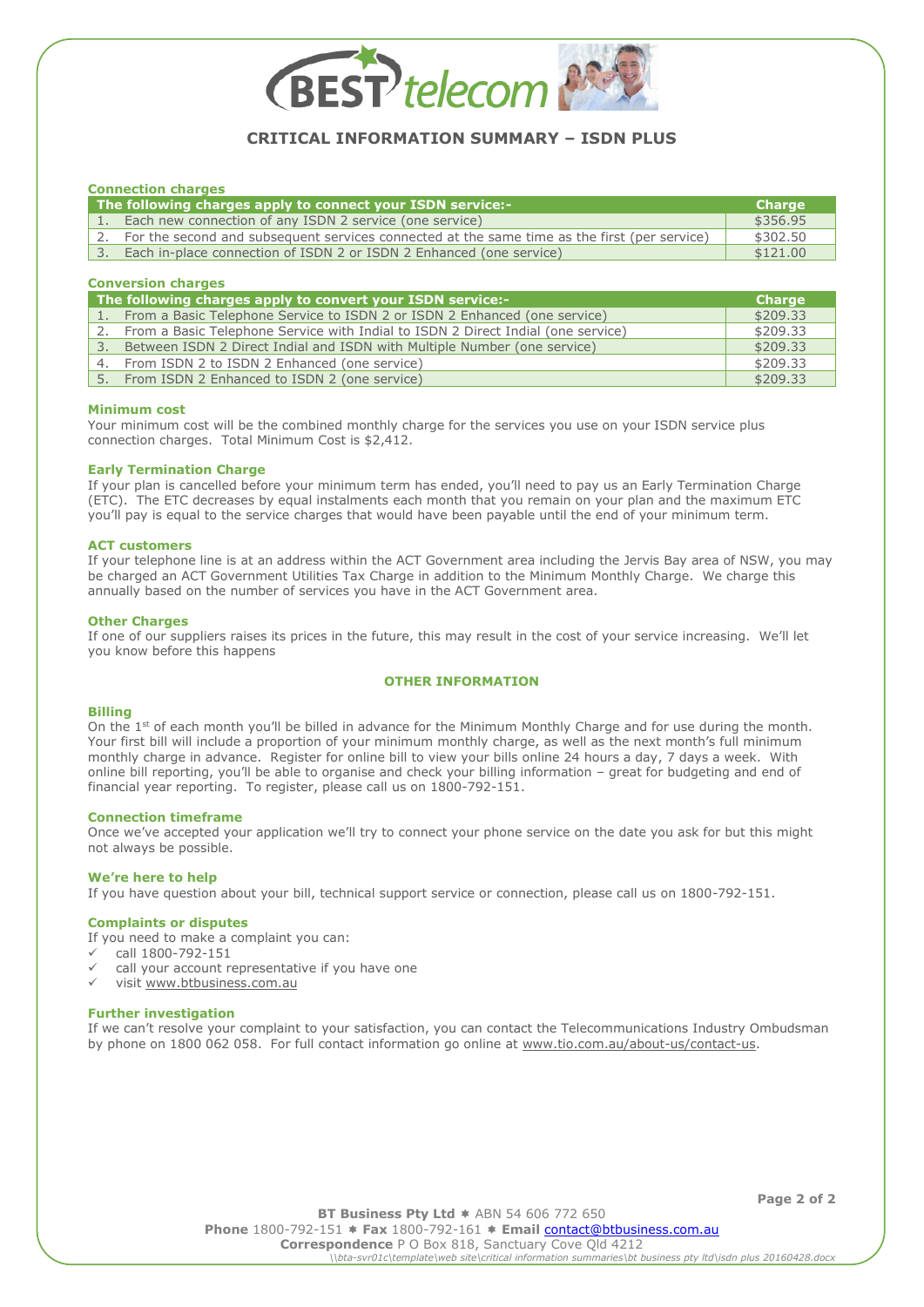# CRITICAL INFORMATION SUMMARY – ISDN PLUS

### Connection charges

| The following charges apply to connect your ISDN service:- | Charge |
|---|---|
| 1. Each new connection of any ISDN 2 service (one service) | $356.95 |
| 2. For the second and subsequent services connected at the same time as the first (per service) | $302.50 |
| 3. Each in-place connection of ISDN 2 or ISDN 2 Enhanced (one service) | $121.00 |

### Conversion charges

| The following charges apply to convert your ISDN service:- | Charge |
|---|---|
| 1. From a Basic Telephone Service to ISDN 2 or ISDN 2 Enhanced (one service) | $209.33 |
| 2. From a Basic Telephone Service with Indial to ISDN 2 Direct Indial (one service) | $209.33 |
| 3. Between ISDN 2 Direct Indial and ISDN with Multiple Number (one service) | $209.33 |
| 4. From ISDN 2 to ISDN 2 Enhanced (one service) | $209.33 |
| 5. From ISDN 2 Enhanced to ISDN 2 (one service) | $209.33 |

### Minimum cost

Your minimum cost will be the combined monthly charge for the services you use on your ISDN service plus connection charges. Total Minimum Cost is $2,412.

### Early Termination Charge

If your plan is cancelled before your minimum term has ended, you'll need to pay us an Early Termination Charge (ETC). The ETC decreases by equal instalments each month that you remain on your plan and the maximum ETC you'll pay is equal to the service charges that would have been payable until the end of your minimum term.

### ACT customers

If your telephone line is at an address within the ACT Government area including the Jervis Bay area of NSW, you may be charged an ACT Government Utilities Tax Charge in addition to the Minimum Monthly Charge. We charge this annually based on the number of services you have in the ACT Government area.

### Other Charges

If one of our suppliers raises its prices in the future, this may result in the cost of your service increasing. We'll let you know before this happens

## OTHER INFORMATION

### Billing

On the 1st of each month you'll be billed in advance for the Minimum Monthly Charge and for use during the month. Your first bill will include a proportion of your minimum monthly charge, as well as the next month's full minimum monthly charge in advance. Register for online bill to view your bills online 24 hours a day, 7 days a week. With online bill reporting, you'll be able to organise and check your billing information – great for budgeting and end of financial year reporting. To register, please call us on 1800-792-151.

### Connection timeframe

Once we've accepted your application we'll try to connect your phone service on the date you ask for but this might not always be possible.

### We're here to help

If you have question about your bill, technical support service or connection, please call us on 1800-792-151.

### Complaints or disputes

If you need to make a complaint you can:

- ✓ call 1800-792-151
- ✓ call your account representative if you have one
- ✓ visit www.btbusiness.com.au

### Further investigation

If we can't resolve your complaint to your satisfaction, you can contact the Telecommunications Industry Ombudsman by phone on 1800 062 058. For full contact information go online at www.tio.com.au/about-us/contact-us.

**BT Business Pty Ltd** ✱ ABN 54 606 772 650
**Phone** 1800-792-151 ✱ **Fax** 1800-792-161 ✱ **Email** contact@btbusiness.com.au
**Correspondence** P O Box 818, Sanctuary Cove Qld 4212
*\\bta-svr01c\template\web site\critical information summaries\bt business pty ltd\isdn plus 20160428.docx*